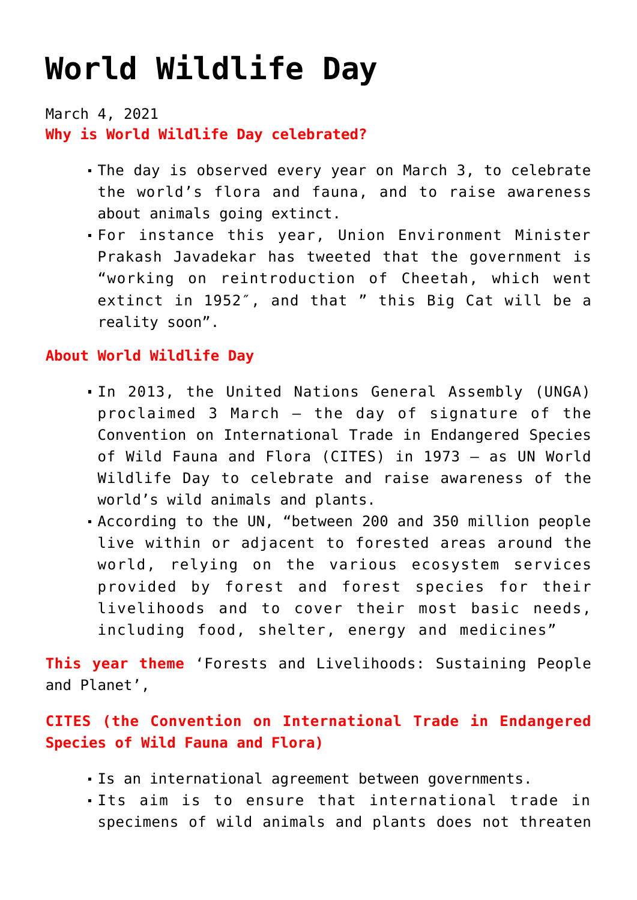# World Wildlife Day

March 4, 2021

**Why is World Wildlife Day celebrated?**

- The day is observed every year on March 3, to celebrate the world's flora and fauna, and to raise awareness about animals going extinct.
- For instance this year, Union Environment Minister Prakash Javadekar has tweeted that the government is "working on reintroduction of Cheetah, which went extinct in 1952″, and that " this Big Cat will be a reality soon".

**About World Wildlife Day**

- In 2013, the United Nations General Assembly (UNGA) proclaimed 3 March – the day of signature of the Convention on International Trade in Endangered Species of Wild Fauna and Flora (CITES) in 1973 – as UN World Wildlife Day to celebrate and raise awareness of the world's wild animals and plants.
- According to the UN, "between 200 and 350 million people live within or adjacent to forested areas around the world, relying on the various ecosystem services provided by forest and forest species for their livelihoods and to cover their most basic needs, including food, shelter, energy and medicines"

**This year theme** 'Forests and Livelihoods: Sustaining People and Planet',

**CITES (the Convention on International Trade in Endangered Species of Wild Fauna and Flora)**

- Is an international agreement between governments.
- Its aim is to ensure that international trade in specimens of wild animals and plants does not threaten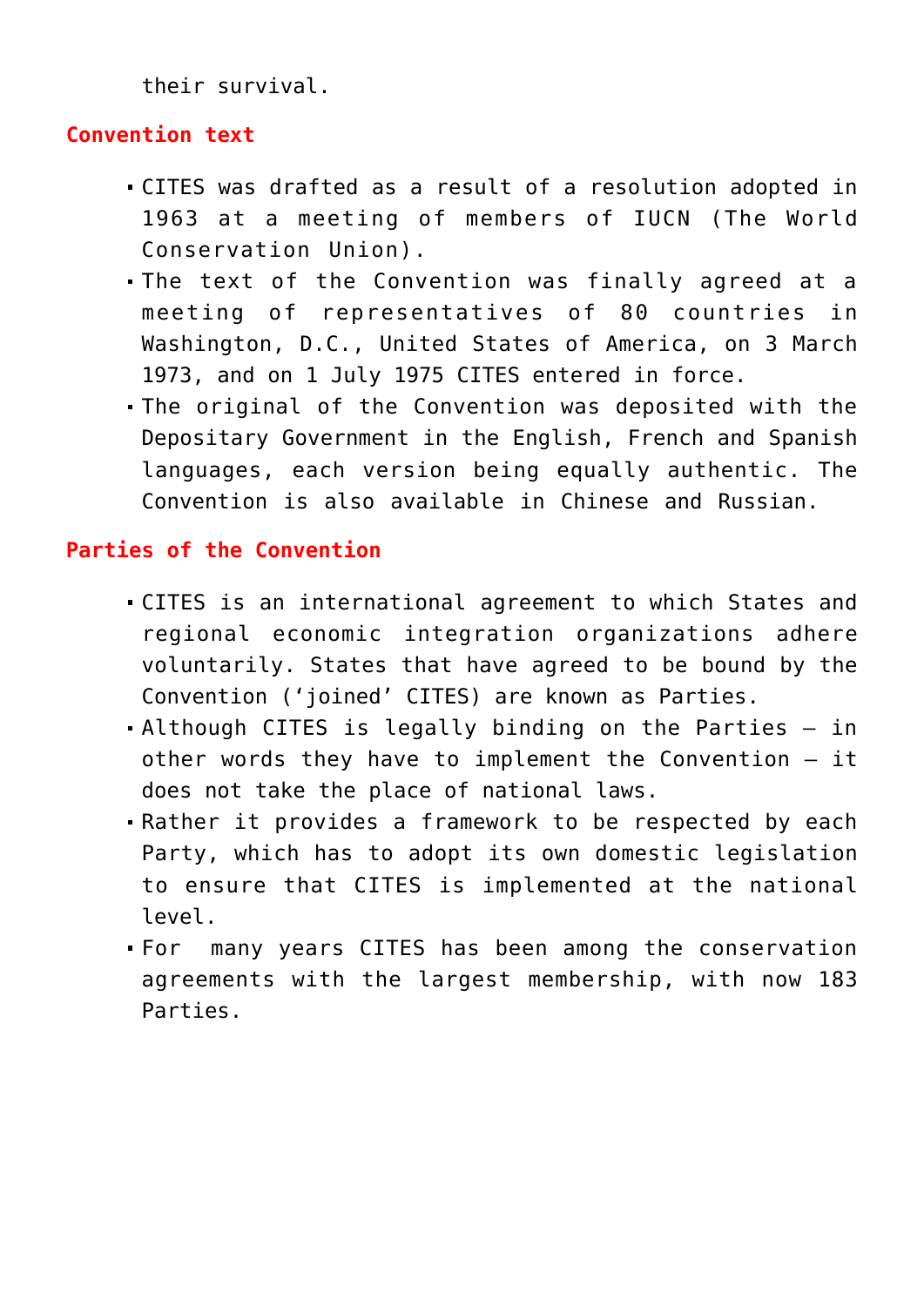their survival.

## Convention text

- CITES was drafted as a result of a resolution adopted in 1963 at a meeting of members of IUCN (The World Conservation Union).
- The text of the Convention was finally agreed at a meeting of representatives of 80 countries in Washington, D.C., United States of America, on 3 March 1973, and on 1 July 1975 CITES entered in force.
- The original of the Convention was deposited with the Depositary Government in the English, French and Spanish languages, each version being equally authentic. The Convention is also available in Chinese and Russian.

## Parties of the Convention

- CITES is an international agreement to which States and regional economic integration organizations adhere voluntarily. States that have agreed to be bound by the Convention ('joined' CITES) are known as Parties.
- Although CITES is legally binding on the Parties – in other words they have to implement the Convention – it does not take the place of national laws.
- Rather it provides a framework to be respected by each Party, which has to adopt its own domestic legislation to ensure that CITES is implemented at the national level.
- For many years CITES has been among the conservation agreements with the largest membership, with now 183 Parties.